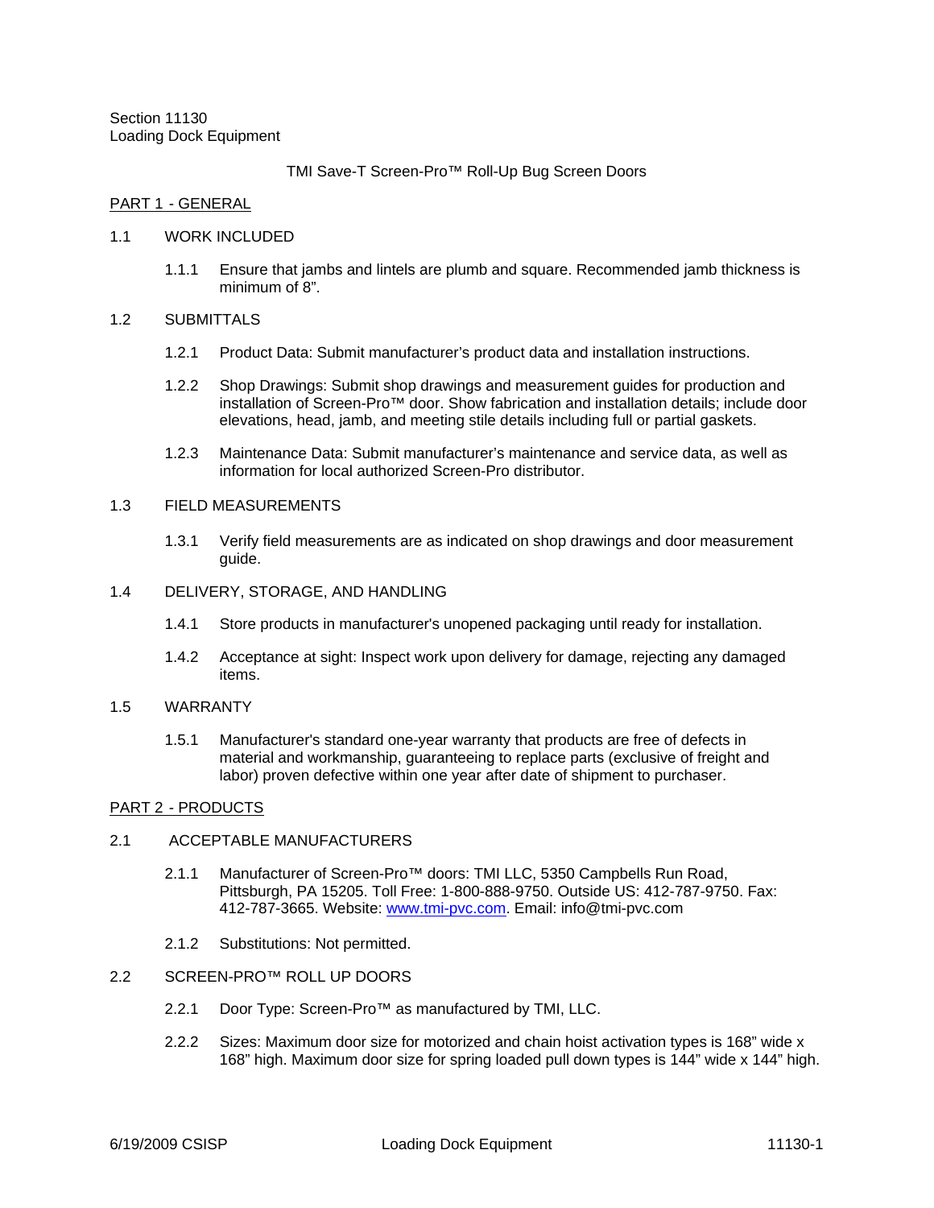Section 11130
Loading Dock Equipment

TMI Save-T Screen-Pro™ Roll-Up Bug Screen Doors

## PART 1 - GENERAL

1.1 WORK INCLUDED

1.1.1 Ensure that jambs and lintels are plumb and square. Recommended jamb thickness is minimum of 8".

1.2 SUBMITTALS

1.2.1 Product Data: Submit manufacturer's product data and installation instructions.

1.2.2 Shop Drawings: Submit shop drawings and measurement guides for production and installation of Screen-Pro™ door. Show fabrication and installation details; include door elevations, head, jamb, and meeting stile details including full or partial gaskets.

1.2.3 Maintenance Data: Submit manufacturer's maintenance and service data, as well as information for local authorized Screen-Pro distributor.

1.3 FIELD MEASUREMENTS

1.3.1 Verify field measurements are as indicated on shop drawings and door measurement guide.

1.4 DELIVERY, STORAGE, AND HANDLING

1.4.1 Store products in manufacturer's unopened packaging until ready for installation.

1.4.2 Acceptance at sight: Inspect work upon delivery for damage, rejecting any damaged items.

1.5 WARRANTY

1.5.1 Manufacturer's standard one-year warranty that products are free of defects in material and workmanship, guaranteeing to replace parts (exclusive of freight and labor) proven defective within one year after date of shipment to purchaser.

## PART 2 - PRODUCTS

2.1 ACCEPTABLE MANUFACTURERS

2.1.1 Manufacturer of Screen-Pro™ doors: TMI LLC, 5350 Campbells Run Road, Pittsburgh, PA 15205. Toll Free: 1-800-888-9750. Outside US: 412-787-9750. Fax: 412-787-3665. Website: [www.tmi-pvc.com](http://www.tmi-pvc.com). Email: info@tmi-pvc.com

2.1.2 Substitutions: Not permitted.

2.2 SCREEN-PRO™ ROLL UP DOORS

2.2.1 Door Type: Screen-Pro™ as manufactured by TMI, LLC.

2.2.2 Sizes: Maximum door size for motorized and chain hoist activation types is 168" wide x 168" high. Maximum door size for spring loaded pull down types is 144" wide x 144" high.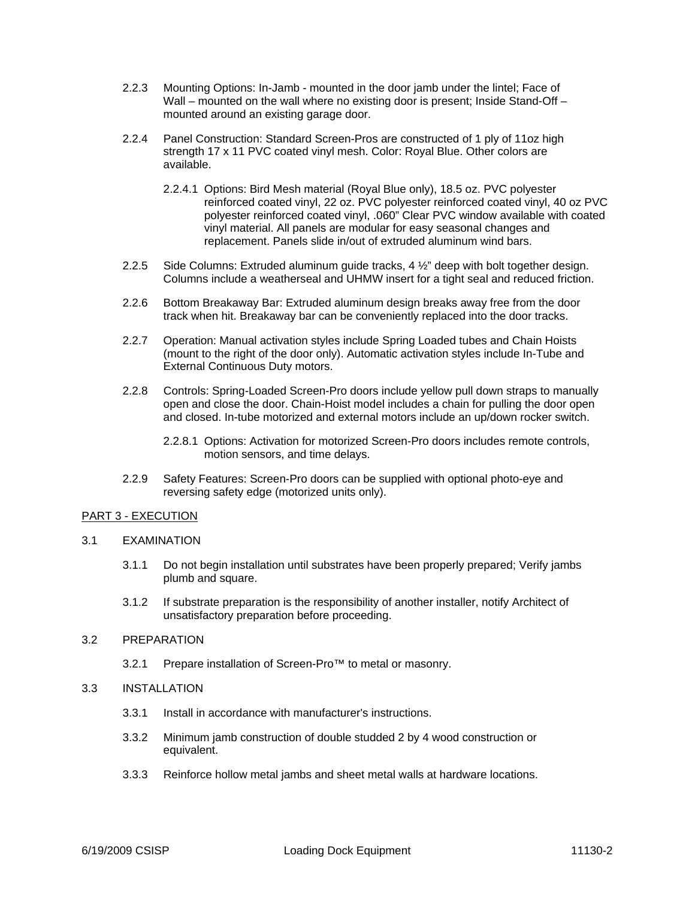2.2.3 Mounting Options: In-Jamb - mounted in the door jamb under the lintel; Face of Wall – mounted on the wall where no existing door is present; Inside Stand-Off – mounted around an existing garage door.

2.2.4 Panel Construction: Standard Screen-Pros are constructed of 1 ply of 11oz high strength 17 x 11 PVC coated vinyl mesh. Color: Royal Blue. Other colors are available.

2.2.4.1 Options: Bird Mesh material (Royal Blue only), 18.5 oz. PVC polyester reinforced coated vinyl, 22 oz. PVC polyester reinforced coated vinyl, 40 oz PVC polyester reinforced coated vinyl, .060" Clear PVC window available with coated vinyl material. All panels are modular for easy seasonal changes and replacement. Panels slide in/out of extruded aluminum wind bars.

2.2.5 Side Columns: Extruded aluminum guide tracks, 4 ½" deep with bolt together design. Columns include a weatherseal and UHMW insert for a tight seal and reduced friction.

2.2.6 Bottom Breakaway Bar: Extruded aluminum design breaks away free from the door track when hit. Breakaway bar can be conveniently replaced into the door tracks.

2.2.7 Operation: Manual activation styles include Spring Loaded tubes and Chain Hoists (mount to the right of the door only). Automatic activation styles include In-Tube and External Continuous Duty motors.

2.2.8 Controls: Spring-Loaded Screen-Pro doors include yellow pull down straps to manually open and close the door. Chain-Hoist model includes a chain for pulling the door open and closed. In-tube motorized and external motors include an up/down rocker switch.

2.2.8.1 Options: Activation for motorized Screen-Pro doors includes remote controls, motion sensors, and time delays.

2.2.9 Safety Features: Screen-Pro doors can be supplied with optional photo-eye and reversing safety edge (motorized units only).

## PART 3 - EXECUTION

### 3.1 EXAMINATION

3.1.1 Do not begin installation until substrates have been properly prepared; Verify jambs plumb and square.

3.1.2 If substrate preparation is the responsibility of another installer, notify Architect of unsatisfactory preparation before proceeding.

### 3.2 PREPARATION

3.2.1 Prepare installation of Screen-Pro™ to metal or masonry.

### 3.3 INSTALLATION

3.3.1 Install in accordance with manufacturer's instructions.

3.3.2 Minimum jamb construction of double studded 2 by 4 wood construction or equivalent.

3.3.3 Reinforce hollow metal jambs and sheet metal walls at hardware locations.